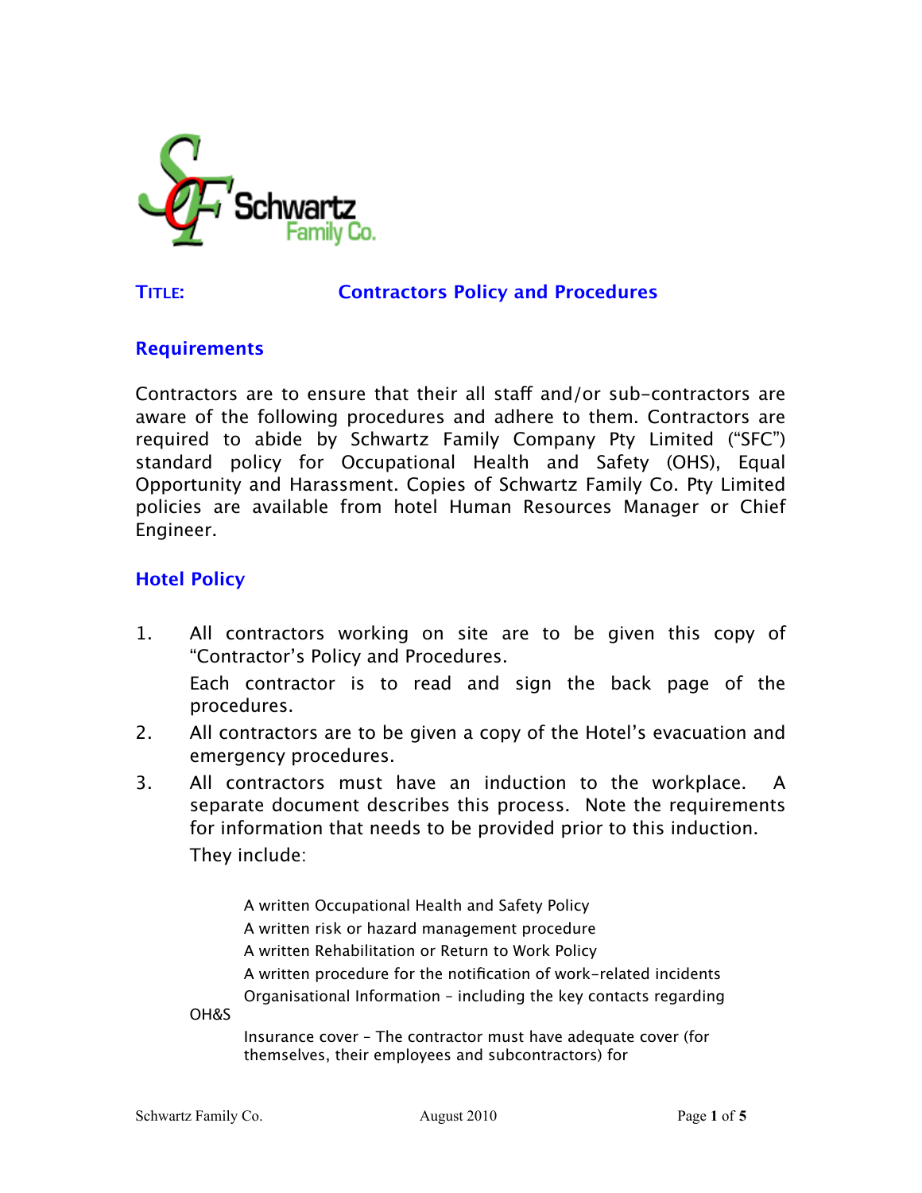**TITLE:** **Contractors Policy and Procedures**

## Requirements

Contractors are to ensure that their all staff and/or sub-contractors are aware of the following procedures and adhere to them. Contractors are required to abide by Schwartz Family Company Pty Limited ("SFC") standard policy for Occupational Health and Safety (OHS), Equal Opportunity and Harassment. Copies of Schwartz Family Co. Pty Limited policies are available from hotel Human Resources Manager or Chief Engineer.

## Hotel Policy

1. All contractors working on site are to be given this copy of "Contractor's Policy and Procedures.

   Each contractor is to read and sign the back page of the procedures.

2. All contractors are to be given a copy of the Hotel's evacuation and emergency procedures.

3. All contractors must have an induction to the workplace. A separate document describes this process. Note the requirements for information that needs to be provided prior to this induction.

   They include:

   - A written Occupational Health and Safety Policy
   - A written risk or hazard management procedure
   - A written Rehabilitation or Return to Work Policy
   - A written procedure for the notification of work-related incidents
   - Organisational Information – including the key contacts regarding OH&S
   - Insurance cover – The contractor must have adequate cover (for themselves, their employees and subcontractors) for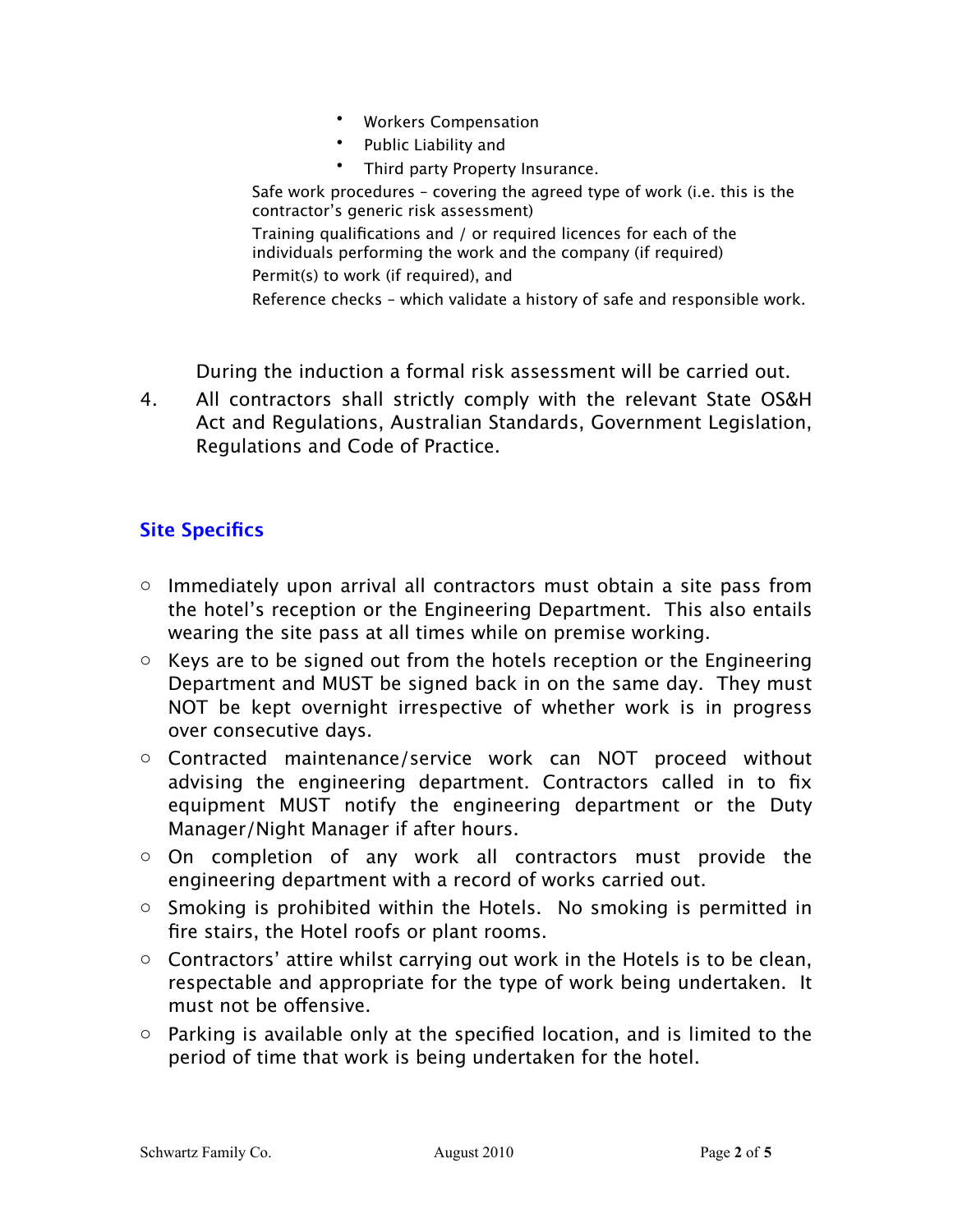- Workers Compensation
- Public Liability and
- Third party Property Insurance.

Safe work procedures – covering the agreed type of work (i.e. this is the contractor's generic risk assessment)

Training qualifications and / or required licences for each of the individuals performing the work and the company (if required)

Permit(s) to work (if required), and

Reference checks – which validate a history of safe and responsible work.

During the induction a formal risk assessment will be carried out.

4. All contractors shall strictly comply with the relevant State OS&H Act and Regulations, Australian Standards, Government Legislation, Regulations and Code of Practice.

## Site Specifics

- Immediately upon arrival all contractors must obtain a site pass from the hotel's reception or the Engineering Department. This also entails wearing the site pass at all times while on premise working.
- Keys are to be signed out from the hotels reception or the Engineering Department and MUST be signed back in on the same day. They must NOT be kept overnight irrespective of whether work is in progress over consecutive days.
- Contracted maintenance/service work can NOT proceed without advising the engineering department. Contractors called in to fix equipment MUST notify the engineering department or the Duty Manager/Night Manager if after hours.
- On completion of any work all contractors must provide the engineering department with a record of works carried out.
- Smoking is prohibited within the Hotels. No smoking is permitted in fire stairs, the Hotel roofs or plant rooms.
- Contractors' attire whilst carrying out work in the Hotels is to be clean, respectable and appropriate for the type of work being undertaken. It must not be offensive.
- Parking is available only at the specified location, and is limited to the period of time that work is being undertaken for the hotel.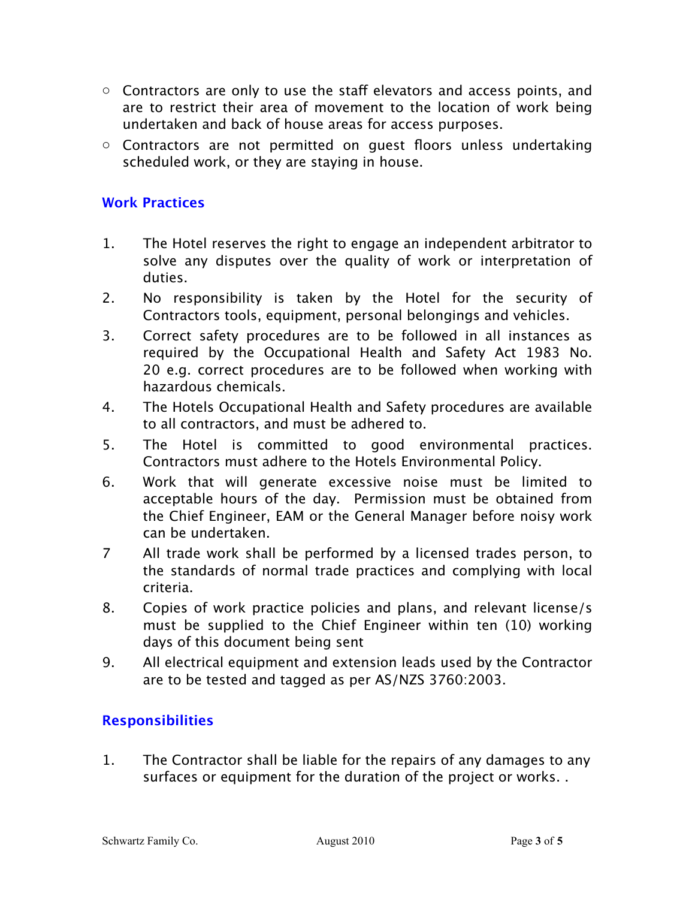- Contractors are only to use the staff elevators and access points, and are to restrict their area of movement to the location of work being undertaken and back of house areas for access purposes.
- Contractors are not permitted on guest floors unless undertaking scheduled work, or they are staying in house.

### Work Practices

1. The Hotel reserves the right to engage an independent arbitrator to solve any disputes over the quality of work or interpretation of duties.
2. No responsibility is taken by the Hotel for the security of Contractors tools, equipment, personal belongings and vehicles.
3. Correct safety procedures are to be followed in all instances as required by the Occupational Health and Safety Act 1983 No. 20 e.g. correct procedures are to be followed when working with hazardous chemicals.
4. The Hotels Occupational Health and Safety procedures are available to all contractors, and must be adhered to.
5. The Hotel is committed to good environmental practices. Contractors must adhere to the Hotels Environmental Policy.
6. Work that will generate excessive noise must be limited to acceptable hours of the day. Permission must be obtained from the Chief Engineer, EAM or the General Manager before noisy work can be undertaken.
7. All trade work shall be performed by a licensed trades person, to the standards of normal trade practices and complying with local criteria.
8. Copies of work practice policies and plans, and relevant license/s must be supplied to the Chief Engineer within ten (10) working days of this document being sent
9. All electrical equipment and extension leads used by the Contractor are to be tested and tagged as per AS/NZS 3760:2003.

### Responsibilities

1. The Contractor shall be liable for the repairs of any damages to any surfaces or equipment for the duration of the project or works. .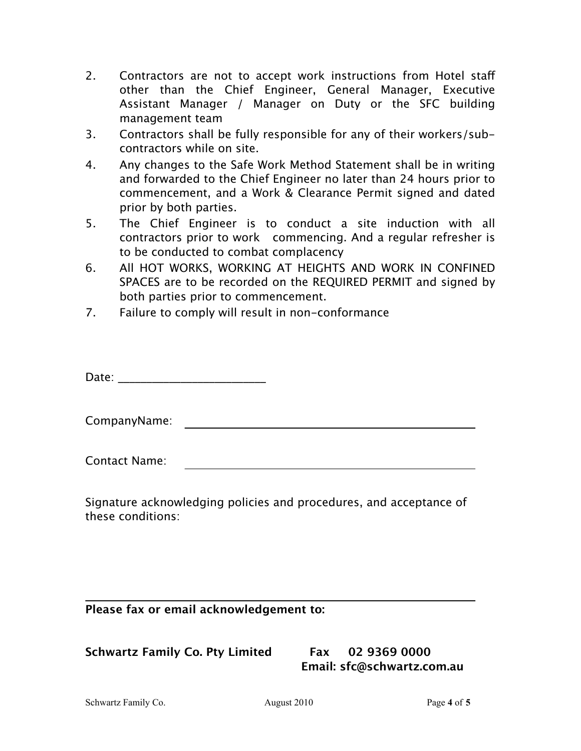2. Contractors are not to accept work instructions from Hotel staff other than the Chief Engineer, General Manager, Executive Assistant Manager / Manager on Duty or the SFC building management team
3. Contractors shall be fully responsible for any of their workers/sub-contractors while on site.
4. Any changes to the Safe Work Method Statement shall be in writing and forwarded to the Chief Engineer no later than 24 hours prior to commencement, and a Work & Clearance Permit signed and dated prior by both parties.
5. The Chief Engineer is to conduct a site induction with all contractors prior to work commencing. And a regular refresher is to be conducted to combat complacency
6. All HOT WORKS, WORKING AT HEIGHTS AND WORK IN CONFINED SPACES are to be recorded on the REQUIRED PERMIT and signed by both parties prior to commencement.
7. Failure to comply will result in non-conformance

Date: ________________________

CompanyName: ________________________________________________

Contact Name: ________________________________________________

Signature acknowledging policies and procedures, and acceptance of these conditions:

_____________________________________________________________

**Please fax or email acknowledgement to:**

**Schwartz Family Co. Pty Limited** **Fax 02 9369 0000**
**Email: sfc@schwartz.com.au**